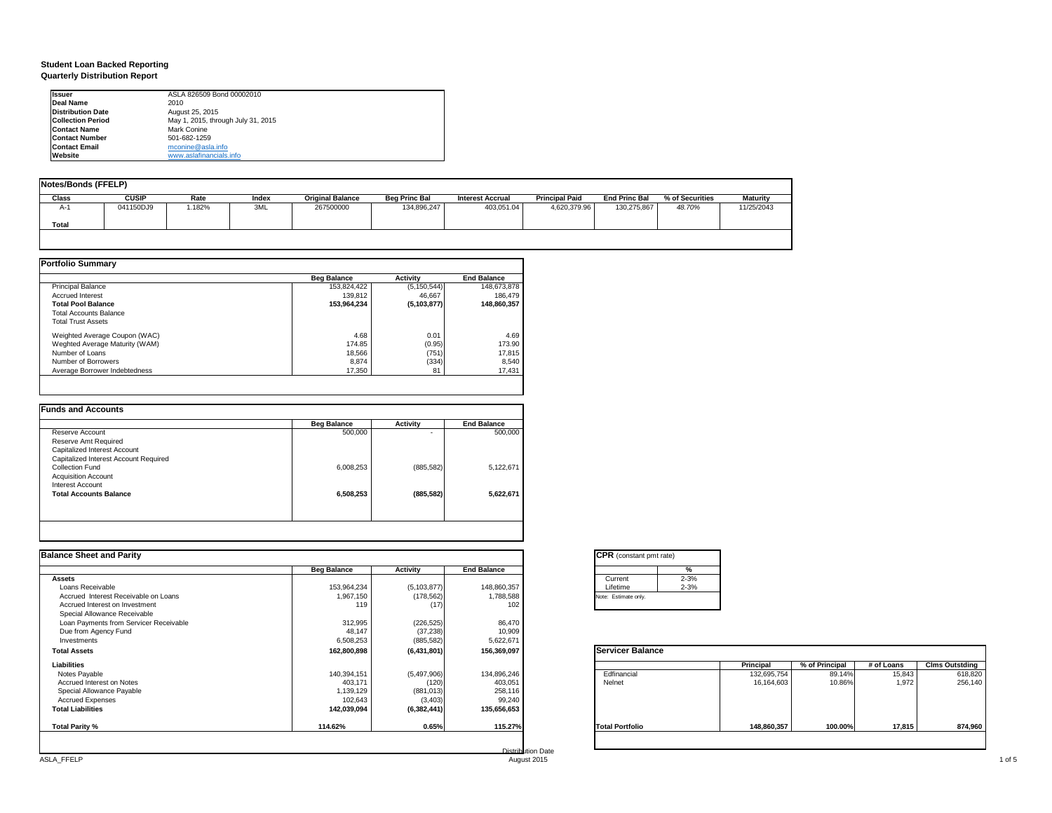**Student Loan Backed Reporting**
**Quarterly Distribution Report**

| | |
|---|---|
| **Issuer** | ASLA 826509 Bond 00002010 |
| **Deal Name** | 2010 |
| **Distribution Date** | August 25, 2015 |
| **Collection Period** | May 1, 2015, through July 31, 2015 |
| **Contact Name** | Mark Conine |
| **Contact Number** | 501-682-1259 |
| **Contact Email** | mconine@asla.info |
| **Website** | www.aslafinancials.info |

## Notes/Bonds (FFELP)

| Class | CUSIP | Rate | Index | Original Balance | Beg Princ Bal | Interest Accrual | Principal Paid | End Princ Bal | % of Securities | Maturity |
|---|---|---|---|---|---|---|---|---|---|---|
| A-1 | 041150DJ9 | 1.182% | 3ML | 267500000 | 134,896,247 | 403,051.04 | 4,620,379.96 | 130,275,867 | *48.70%* | 11/25/2043 |
| **Total** | | | | | | | | | | |

## Portfolio Summary

| | Beg Balance | Activity | End Balance |
|---|---|---|---|
| Principal Balance | 153,824,422 | (5,150,544) | 148,673,878 |
| Accrued Interest | 139,812 | 46,667 | 186,479 |
| **Total Pool Balance** | **153,964,234** | **(5,103,877)** | **148,860,357** |
| Total Accounts Balance | | | |
| Total Trust Assets | | | |
| Weighted Average Coupon (WAC) | 4.68 | 0.01 | 4.69 |
| Weghted Average Maturity (WAM) | 174.85 | (0.95) | 173.90 |
| Number of Loans | 18,566 | (751) | 17,815 |
| Number of Borrowers | 8,874 | (334) | 8,540 |
| Average Borrower Indebtedness | 17,350 | 81 | 17,431 |

## Funds and Accounts

| | Beg Balance | Activity | End Balance |
|---|---|---|---|
| Reserve Account | 500,000 | - | 500,000 |
| Reserve Amt Required | | | |
| Capitalized Interest Account | | | |
| Capitalized Interest Account Required | | | |
| Collection Fund | 6,008,253 | (885,582) | 5,122,671 |
| Acquisition Account | | | |
| Interest Account | | | |
| **Total Accounts Balance** | **6,508,253** | **(885,582)** | **5,622,671** |

## Balance Sheet and Parity

| | Beg Balance | Activity | End Balance |
|---|---|---|---|
| **Assets** | | | |
| Loans Receivable | 153,964,234 | (5,103,877) | 148,860,357 |
| Accrued Interest Receivable on Loans | 1,967,150 | (178,562) | 1,788,588 |
| Accrued Interest on Investment | 119 | (17) | 102 |
| Special Allowance Receivable | | | |
| Loan Payments from Servicer Receivable | 312,995 | (226,525) | 86,470 |
| Due from Agency Fund | 48,147 | (37,238) | 10,909 |
| Investments | 6,508,253 | (885,582) | 5,622,671 |
| **Total Assets** | **162,800,898** | **(6,431,801)** | **156,369,097** |
| **Liabilities** | | | |
| Notes Payable | 140,394,151 | (5,497,906) | 134,896,246 |
| Accrued Interest on Notes | 403,171 | (120) | 403,051 |
| Special Allowance Payable | 1,139,129 | (881,013) | 258,116 |
| Accrued Expenses | 102,643 | (3,403) | 99,240 |
| **Total Liabilities** | **142,039,094** | **(6,382,441)** | **135,656,653** |
| **Total Parity %** | **114.62%** | **0.65%** | **115.27%** |

## CPR (constant pmt rate)

| | % |
|---|---|
| Current | 2-3% |
| Lifetime | 2-3% |

Note: Estimate only.

## Servicer Balance

| | Principal | % of Principal | # of Loans | Clms Outstding |
|---|---|---|---|---|
| Edfinancial | 132,695,754 | 89.14% | 15,843 | 618,820 |
| Nelnet | 16,164,603 | 10.86% | 1,972 | 256,140 |
| **Total Portfolio** | **148,860,357** | **100.00%** | **17,815** | **874,960** |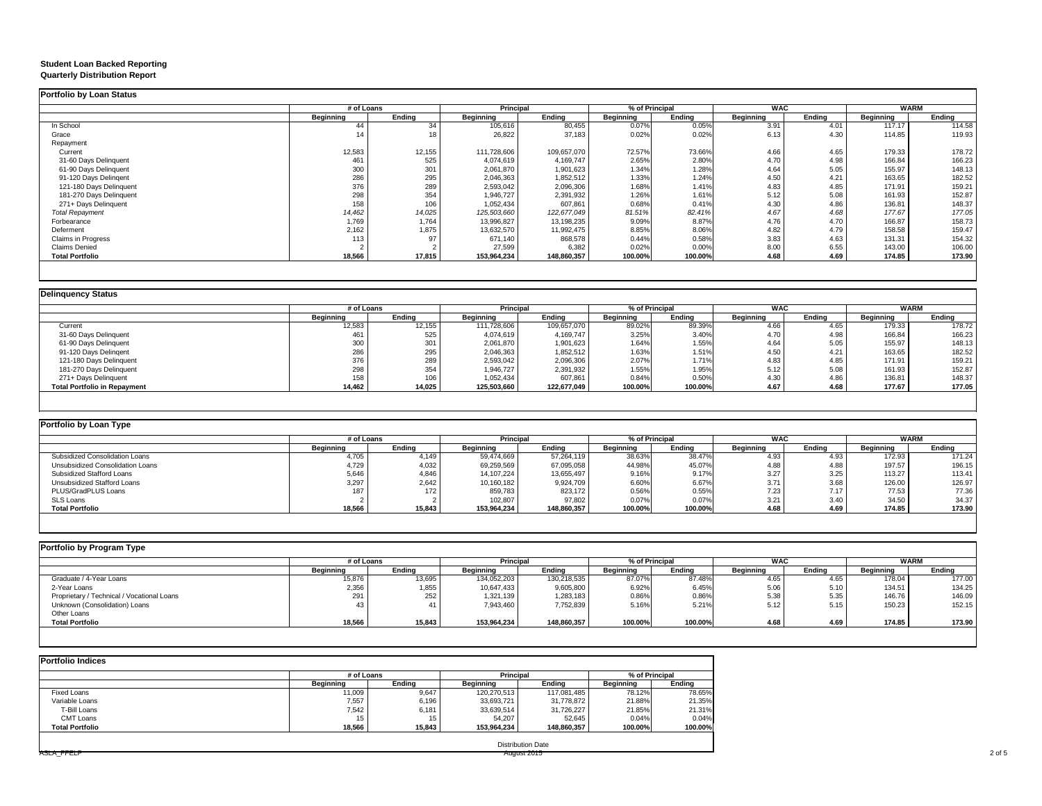**Student Loan Backed Reporting**
**Quarterly Distribution Report**

**Portfolio by Loan Status**

| | # of Loans | | Principal | | % of Principal | | WAC | | WARM | |
|---|---|---|---|---|---|---|---|---|---|---|
| | Beginning | Ending | Beginning | Ending | Beginning | Ending | Beginning | Ending | Beginning | Ending |
| In School | 44 | 34 | 105,616 | 80,455 | 0.07% | 0.05% | 3.91 | 4.01 | 117.17 | 114.58 |
| Grace | 14 | 18 | 26,822 | 37,183 | 0.02% | 0.02% | 6.13 | 4.30 | 114.85 | 119.93 |
| Repayment | | | | | | | | | | |
| Current | 12,583 | 12,155 | 111,728,606 | 109,657,070 | 72.57% | 73.66% | 4.66 | 4.65 | 179.33 | 178.72 |
| 31-60 Days Delinquent | 461 | 525 | 4,074,619 | 4,169,747 | 2.65% | 2.80% | 4.70 | 4.98 | 166.84 | 166.23 |
| 61-90 Days Delinquent | 300 | 301 | 2,061,870 | 1,901,623 | 1.34% | 1.28% | 4.64 | 5.05 | 155.97 | 148.13 |
| 91-120 Days Delingent | 286 | 295 | 2,046,363 | 1,852,512 | 1.33% | 1.24% | 4.50 | 4.21 | 163.65 | 182.52 |
| 121-180 Days Delinquent | 376 | 289 | 2,593,042 | 2,096,306 | 1.68% | 1.41% | 4.83 | 4.85 | 171.91 | 159.21 |
| 181-270 Days Delinquent | 298 | 354 | 1,946,727 | 2,391,932 | 1.26% | 1.61% | 5.12 | 5.08 | 161.93 | 152.87 |
| 271+ Days Delinquent | 158 | 106 | 1,052,434 | 607,861 | 0.68% | 0.41% | 4.30 | 4.86 | 136.81 | 148.37 |
| *Total Repayment* | *14,462* | *14,025* | *125,503,660* | *122,677,049* | *81.51%* | *82.41%* | *4.67* | *4.68* | *177.67* | *177.05* |
| Forbearance | 1,769 | 1,764 | 13,996,827 | 13,198,235 | 9.09% | 8.87% | 4.76 | 4.70 | 166.87 | 158.73 |
| Deferment | 2,162 | 1,875 | 13,632,570 | 11,992,475 | 8.85% | 8.06% | 4.82 | 4.79 | 158.58 | 159.47 |
| Claims in Progress | 113 | 97 | 671,140 | 868,578 | 0.44% | 0.58% | 3.83 | 4.63 | 131.31 | 154.32 |
| Claims Denied | 2 | 2 | 27,599 | 6,382 | 0.02% | 0.00% | 8.00 | 6.55 | 143.00 | 106.00 |
| **Total Portfolio** | **18,566** | **17,815** | **153,964,234** | **148,860,357** | **100.00%** | **100.00%** | **4.68** | **4.69** | **174.85** | **173.90** |

**Delinquency Status**

| | # of Loans | | Principal | | % of Principal | | WAC | | WARM | |
|---|---|---|---|---|---|---|---|---|---|---|
| | Beginning | Ending | Beginning | Ending | Beginning | Ending | Beginning | Ending | Beginning | Ending |
| Current | 12,583 | 12,155 | 111,728,606 | 109,657,070 | 89.02% | 89.39% | 4.66 | 4.65 | 179.33 | 178.72 |
| 31-60 Days Delinquent | 461 | 525 | 4,074,619 | 4,169,747 | 3.25% | 3.40% | 4.70 | 4.98 | 166.84 | 166.23 |
| 61-90 Days Delinquent | 300 | 301 | 2,061,870 | 1,901,623 | 1.64% | 1.55% | 4.64 | 5.05 | 155.97 | 148.13 |
| 91-120 Days Delingent | 286 | 295 | 2,046,363 | 1,852,512 | 1.63% | 1.51% | 4.50 | 4.21 | 163.65 | 182.52 |
| 121-180 Days Delinquent | 376 | 289 | 2,593,042 | 2,096,306 | 2.07% | 1.71% | 4.83 | 4.85 | 171.91 | 159.21 |
| 181-270 Days Delinquent | 298 | 354 | 1,946,727 | 2,391,932 | 1.55% | 1.95% | 5.12 | 5.08 | 161.93 | 152.87 |
| 271+ Days Delinquent | 158 | 106 | 1,052,434 | 607,861 | 0.84% | 0.50% | 4.30 | 4.86 | 136.81 | 148.37 |
| **Total Portfolio in Repayment** | **14,462** | **14,025** | **125,503,660** | **122,677,049** | **100.00%** | **100.00%** | **4.67** | **4.68** | **177.67** | **177.05** |

**Portfolio by Loan Type**

| | # of Loans | | Principal | | % of Principal | | WAC | | WARM | |
|---|---|---|---|---|---|---|---|---|---|---|
| | Beginning | Ending | Beginning | Ending | Beginning | Ending | Beginning | Ending | Beginning | Ending |
| Subsidized Consolidation Loans | 4,705 | 4,149 | 59,474,669 | 57,264,119 | 38.63% | 38.47% | 4.93 | 4.93 | 172.93 | 171.24 |
| Unsubsidized Consolidation Loans | 4,729 | 4,032 | 69,259,569 | 67,095,058 | 44.98% | 45.07% | 4.88 | 4.88 | 197.57 | 196.15 |
| Subsidized Stafford Loans | 5,646 | 4,846 | 14,107,224 | 13,655,497 | 9.16% | 9.17% | 3.27 | 3.25 | 113.27 | 113.41 |
| Unsubsidized Stafford Loans | 3,297 | 2,642 | 10,160,182 | 9,924,709 | 6.60% | 6.67% | 3.71 | 3.68 | 126.00 | 126.97 |
| PLUS/GradPLUS Loans | 187 | 172 | 859,783 | 823,172 | 0.56% | 0.55% | 7.23 | 7.17 | 77.53 | 77.36 |
| SLS Loans | 2 | 2 | 102,807 | 97,802 | 0.07% | 0.07% | 3.21 | 3.40 | 34.50 | 34.37 |
| **Total Portfolio** | **18,566** | **15,843** | **153,964,234** | **148,860,357** | **100.00%** | **100.00%** | **4.68** | **4.69** | **174.85** | **173.90** |

**Portfolio by Program Type**

| | # of Loans | | Principal | | % of Principal | | WAC | | WARM | |
|---|---|---|---|---|---|---|---|---|---|---|
| | Beginning | Ending | Beginning | Ending | Beginning | Ending | Beginning | Ending | Beginning | Ending |
| Graduate / 4-Year Loans | 15,876 | 13,695 | 134,052,203 | 130,218,535 | 87.07% | 87.48% | 4.65 | 4.65 | 178.04 | 177.00 |
| 2-Year Loans | 2,356 | 1,855 | 10,647,433 | 9,605,800 | 6.92% | 6.45% | 5.06 | 5.10 | 134.51 | 134.25 |
| Proprietary / Technical / Vocational Loans | 291 | 252 | 1,321,139 | 1,283,183 | 0.86% | 0.86% | 5.38 | 5.35 | 146.76 | 146.09 |
| Unknown (Consolidation) Loans | 43 | 41 | 7,943,460 | 7,752,839 | 5.16% | 5.21% | 5.12 | 5.15 | 150.23 | 152.15 |
| Other Loans | | | | | | | | | | |
| **Total Portfolio** | **18,566** | **15,843** | **153,964,234** | **148,860,357** | **100.00%** | **100.00%** | **4.68** | **4.69** | **174.85** | **173.90** |

**Portfolio Indices**

| | # of Loans | | Principal | | % of Principal | |
|---|---|---|---|---|---|---|
| | Beginning | Ending | Beginning | Ending | Beginning | Ending |
| Fixed Loans | 11,009 | 9,647 | 120,270,513 | 117,081,485 | 78.12% | 78.65% |
| Variable Loans | 7,557 | 6,196 | 33,693,721 | 31,778,872 | 21.88% | 21.35% |
| T-Bill Loans | 7,542 | 6,181 | 33,639,514 | 31,726,227 | 21.85% | 21.31% |
| CMT Loans | 15 | 15 | 54,207 | 52,645 | 0.04% | 0.04% |
| **Total Portfolio** | **18,566** | **15,843** | **153,964,234** | **148,860,357** | **100.00%** | **100.00%** |

Distribution Date
August 2015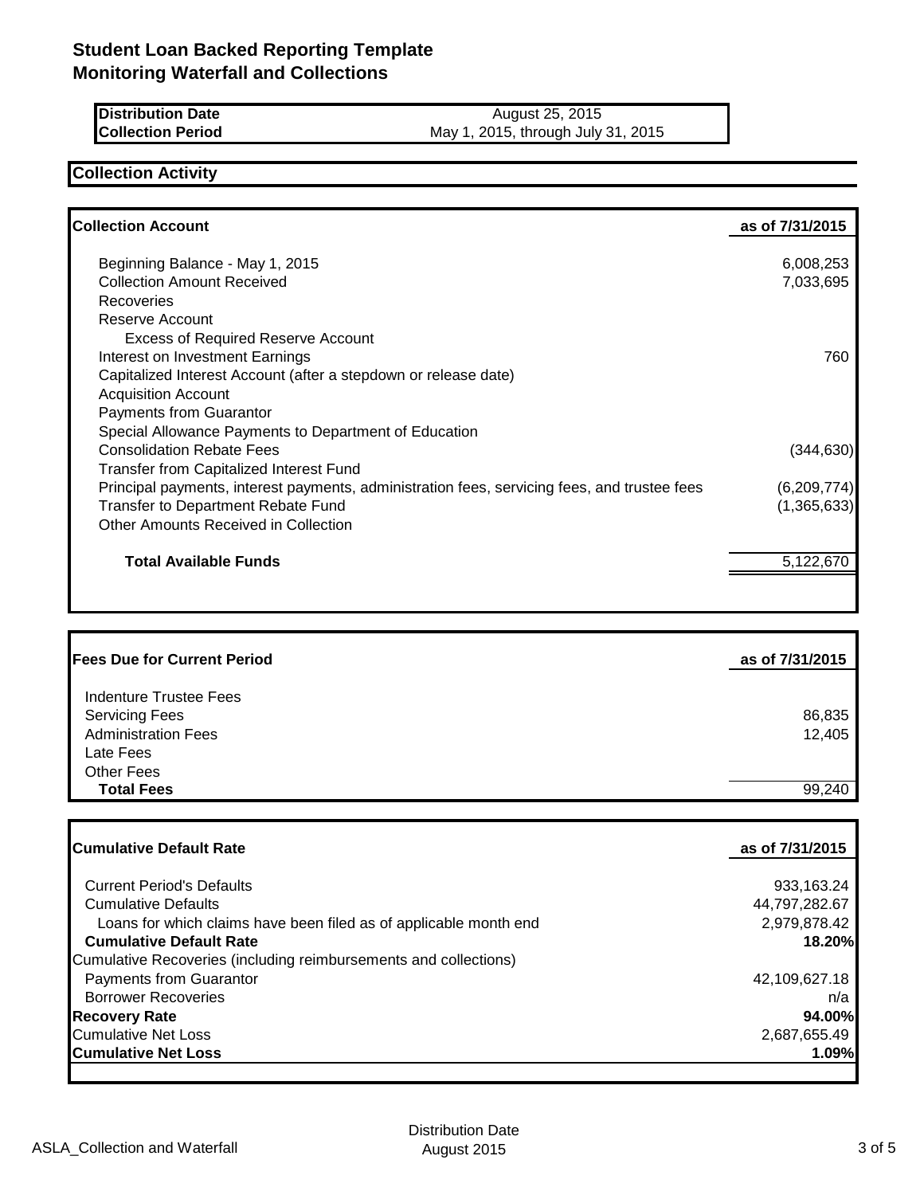# Student Loan Backed Reporting Template
## Monitoring Waterfall and Collections

| | |
|---|---|
| **Distribution Date** | August 25, 2015 |
| **Collection Period** | May 1, 2015, through July 31, 2015 |

## Collection Activity

| **Collection Account** | **as of 7/31/2015** |
|---|---|
| Beginning Balance - May 1, 2015 | 6,008,253 |
| Collection Amount Received | 7,033,695 |
| Recoveries | |
| Reserve Account | |
| Excess of Required Reserve Account | |
| Interest on Investment Earnings | 760 |
| Capitalized Interest Account (after a stepdown or release date) | |
| Acquisition Account | |
| Payments from Guarantor | |
| Special Allowance Payments to Department of Education | |
| Consolidation Rebate Fees | (344,630) |
| Transfer from Capitalized Interest Fund | |
| Principal payments, interest payments, administration fees, servicing fees, and trustee fees | (6,209,774) |
| Transfer to Department Rebate Fund | (1,365,633) |
| Other Amounts Received in Collection | |
| **Total Available Funds** | 5,122,670 |

| **Fees Due for Current Period** | **as of 7/31/2015** |
|---|---|
| Indenture Trustee Fees | |
| Servicing Fees | 86,835 |
| Administration Fees | 12,405 |
| Late Fees | |
| Other Fees | |
| **Total Fees** | 99,240 |

| **Cumulative Default Rate** | **as of 7/31/2015** |
|---|---|
| Current Period's Defaults | 933,163.24 |
| Cumulative Defaults | 44,797,282.67 |
| Loans for which claims have been filed as of applicable month end | 2,979,878.42 |
| **Cumulative Default Rate** | **18.20%** |
| Cumulative Recoveries (including reimbursements and collections) | |
| Payments from Guarantor | 42,109,627.18 |
| Borrower Recoveries | n/a |
| **Recovery Rate** | **94.00%** |
| Cumulative Net Loss | 2,687,655.49 |
| **Cumulative Net Loss** | **1.09%** |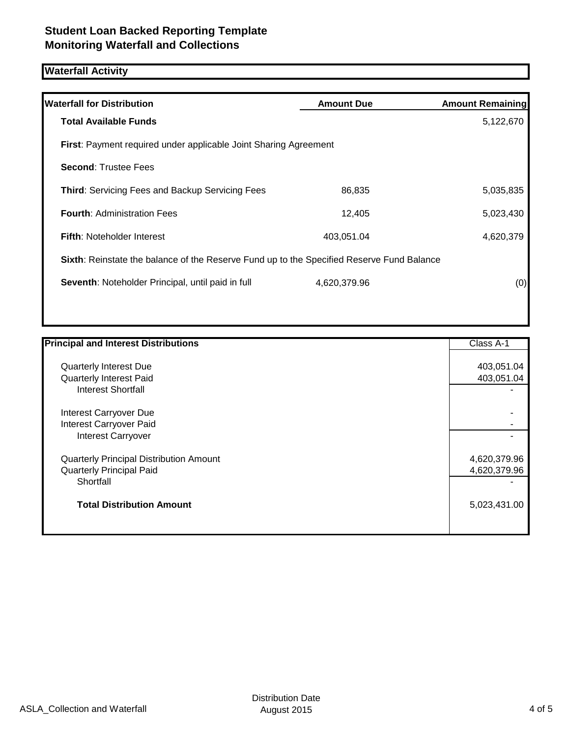# Student Loan Backed Reporting Template
# Monitoring Waterfall and Collections

## Waterfall Activity

| Waterfall for Distribution | Amount Due | Amount Remaining |
|---|---|---|
| **Total Available Funds** | | 5,122,670 |
| **First**: Payment required under applicable Joint Sharing Agreement | | |
| **Second**: Trustee Fees | | |
| **Third**: Servicing Fees and Backup Servicing Fees | 86,835 | 5,035,835 |
| **Fourth**: Administration Fees | 12,405 | 5,023,430 |
| **Fifth**: Noteholder Interest | 403,051.04 | 4,620,379 |
| **Sixth**: Reinstate the balance of the Reserve Fund up to the Specified Reserve Fund Balance | | |
| **Seventh**: Noteholder Principal, until paid in full | 4,620,379.96 | (0) |

| Principal and Interest Distributions | Class A-1 |
|---|---|
| Quarterly Interest Due | 403,051.04 |
| Quarterly Interest Paid | 403,051.04 |
| Interest Shortfall | - |
| Interest Carryover Due | - |
| Interest Carryover Paid | - |
| Interest Carryover | - |
| Quarterly Principal Distribution Amount | 4,620,379.96 |
| Quarterly Principal Paid | 4,620,379.96 |
| Shortfall | - |
| **Total Distribution Amount** | 5,023,431.00 |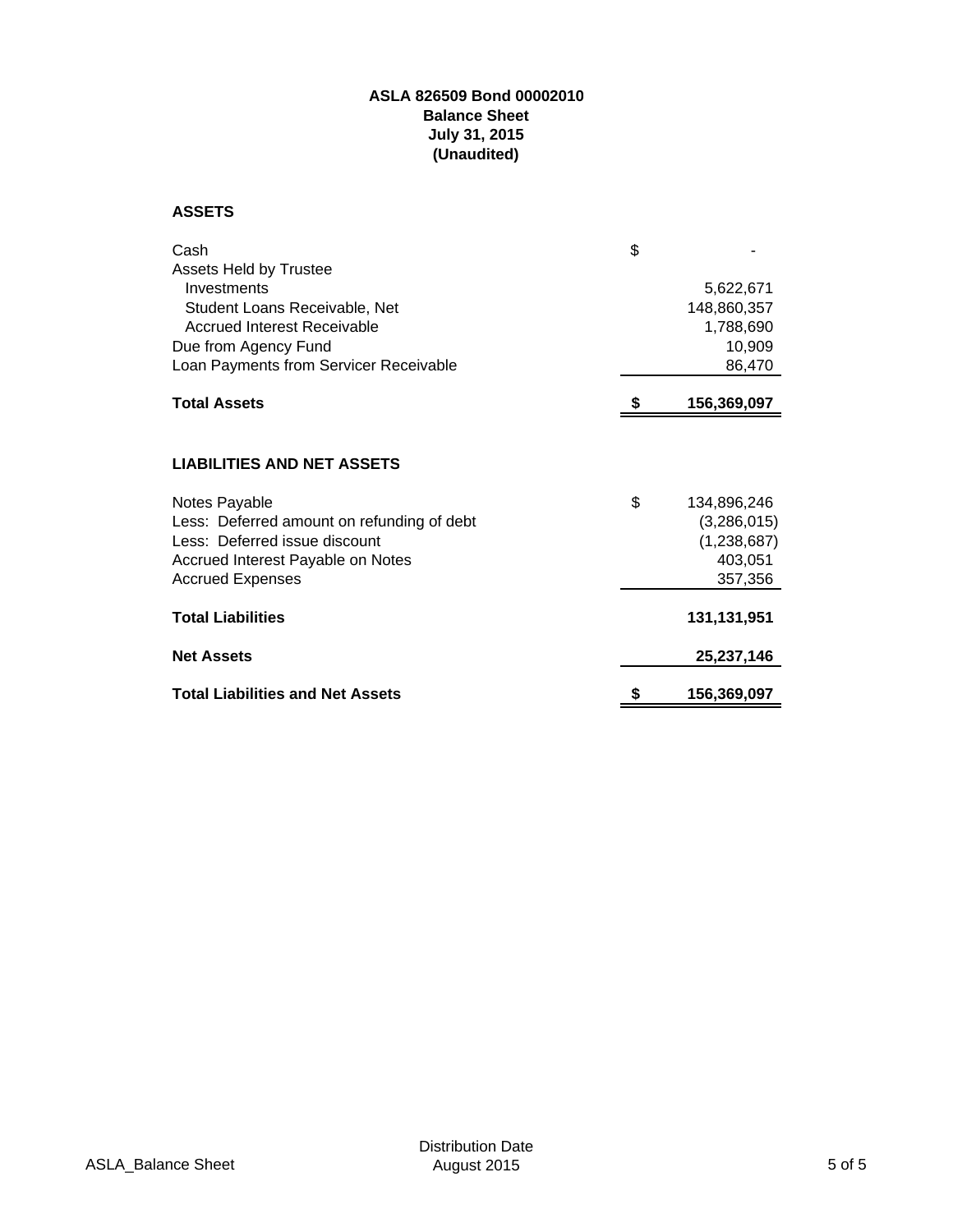**ASLA 826509 Bond 00002010**
**Balance Sheet**
**July 31, 2015**
**(Unaudited)**

**ASSETS**

| | | |
|---|---|---|
| Cash | $ | - |
| Assets Held by Trustee | | |
| Investments | | 5,622,671 |
| Student Loans Receivable, Net | | 148,860,357 |
| Accrued Interest Receivable | | 1,788,690 |
| Due from Agency Fund | | 10,909 |
| Loan Payments from Servicer Receivable | | 86,470 |
| **Total Assets** | **$** | **156,369,097** |

**LIABILITIES AND NET ASSETS**

| | | |
|---|---|---|
| Notes Payable | $ | 134,896,246 |
| Less: Deferred amount on refunding of debt | | (3,286,015) |
| Less: Deferred issue discount | | (1,238,687) |
| Accrued Interest Payable on Notes | | 403,051 |
| Accrued Expenses | | 357,356 |
| **Total Liabilities** | | **131,131,951** |
| **Net Assets** | | **25,237,146** |
| **Total Liabilities and Net Assets** | **$** | **156,369,097** |

ASLA_Balance Sheet

Distribution Date
August 2015